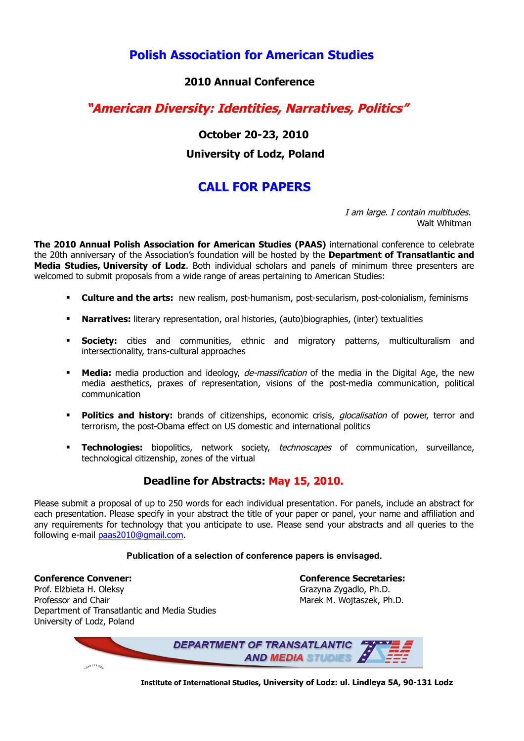# Polish Association for American Studies

## 2010 Annual Conference

## *"American Diversity: Identities, Narratives, Politics"*

**October 20-23, 2010**

**University of Lodz, Poland**

## CALL FOR PAPERS

*I am large. I contain multitudes.*
Walt Whitman

**The 2010 Annual Polish Association for American Studies (PAAS)** international conference to celebrate the 20th anniversary of the Association's foundation will be hosted by the **Department of Transatlantic and Media Studies, University of Lodz**. Both individual scholars and panels of minimum three presenters are welcomed to submit proposals from a wide range of areas pertaining to American Studies:

- **Culture and the arts:** new realism, post-humanism, post-secularism, post-colonialism, feminisms
- **Narratives:** literary representation, oral histories, (auto)biographies, (inter) textualities
- **Society:** cities and communities, ethnic and migratory patterns, multiculturalism and intersectionality, trans-cultural approaches
- **Media:** media production and ideology, *de-massification* of the media in the Digital Age, the new media aesthetics, praxes of representation, visions of the post-media communication, political communication
- **Politics and history:** brands of citizenships, economic crisis, *glocalisation* of power, terror and terrorism, the post-Obama effect on US domestic and international politics
- **Technologies:** biopolitics, network society, *technoscapes* of communication, surveillance, technological citizenship, zones of the virtual

### Deadline for Abstracts: May 15, 2010.

Please submit a proposal of up to 250 words for each individual presentation. For panels, include an abstract for each presentation. Please specify in your abstract the title of your paper or panel, your name and affiliation and any requirements for technology that you anticipate to use. Please send your abstracts and all queries to the following e-mail paas2010@gmail.com.

**Publication of a selection of conference papers is envisaged.**

**Conference Convener:**
Prof. Elżbieta H. Oleksy
Professor and Chair
Department of Transatlantic and Media Studies
University of Lodz, Poland

**Conference Secretaries:**
Grazyna Zygadlo, Ph.D.
Marek M. Wojtaszek, Ph.D.

DEPARTMENT OF TRANSATLANTIC AND MEDIA STUDIES

**Institute of International Studies, University of Lodz: ul. Lindleya 5A, 90-131 Lodz**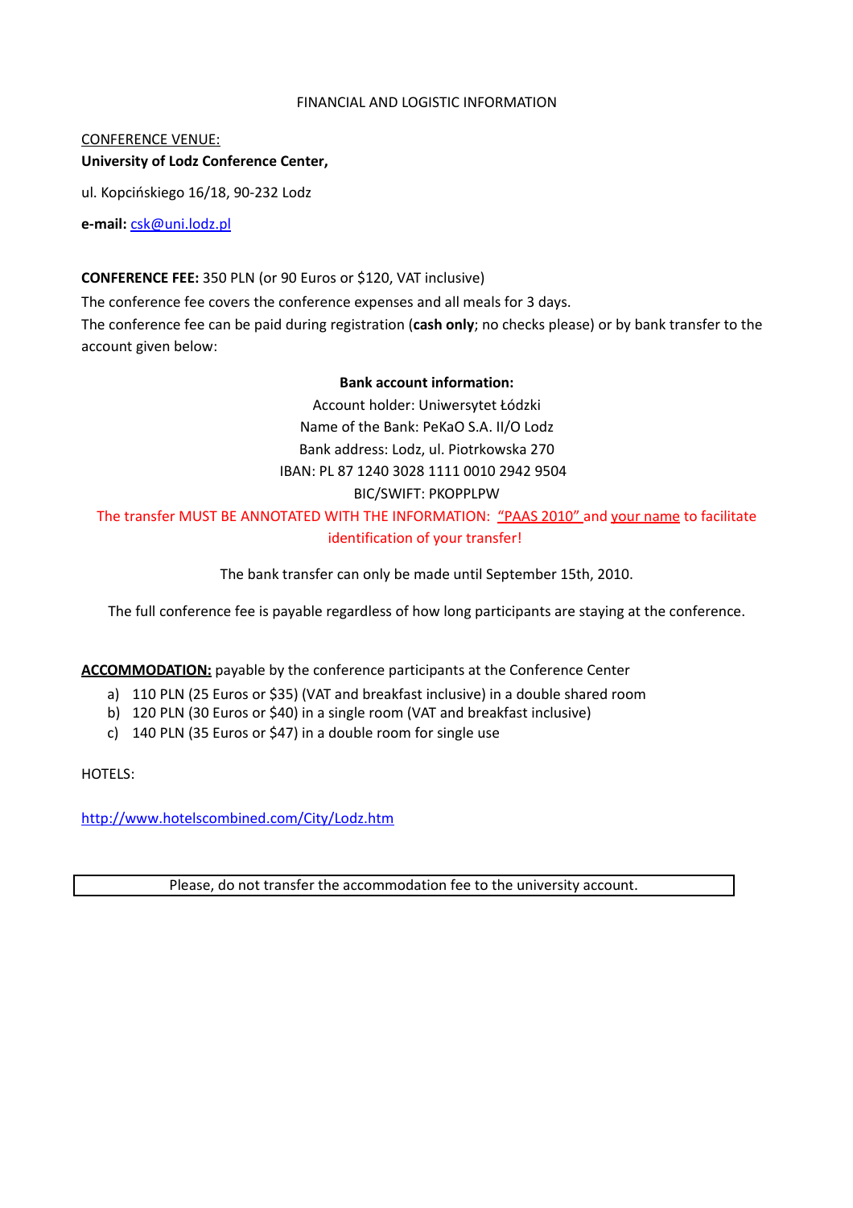FINANCIAL AND LOGISTIC INFORMATION

CONFERENCE VENUE:

**University of Lodz Conference Center,**

ul. Kopcińskiego 16/18, 90-232 Lodz

**e-mail:** csk@uni.lodz.pl

**CONFERENCE FEE:** 350 PLN (or 90 Euros or $120, VAT inclusive)

The conference fee covers the conference expenses and all meals for 3 days.

The conference fee can be paid during registration (**cash only**; no checks please) or by bank transfer to the account given below:

**Bank account information:**

Account holder: Uniwersytet Łódzki

Name of the Bank: PeKaO S.A. II/O Lodz

Bank address: Lodz, ul. Piotrkowska 270

IBAN: PL 87 1240 3028 1111 0010 2942 9504

BIC/SWIFT: PKOPPLPW

The transfer MUST BE ANNOTATED WITH THE INFORMATION: "PAAS 2010" and your name to facilitate identification of your transfer!

The bank transfer can only be made until September 15th, 2010.

The full conference fee is payable regardless of how long participants are staying at the conference.

**ACCOMMODATION:** payable by the conference participants at the Conference Center

a) 110 PLN (25 Euros or $35) (VAT and breakfast inclusive) in a double shared room
b) 120 PLN (30 Euros or $40) in a single room (VAT and breakfast inclusive)
c) 140 PLN (35 Euros or $47) in a double room for single use

HOTELS:

http://www.hotelscombined.com/City/Lodz.htm

Please, do not transfer the accommodation fee to the university account.